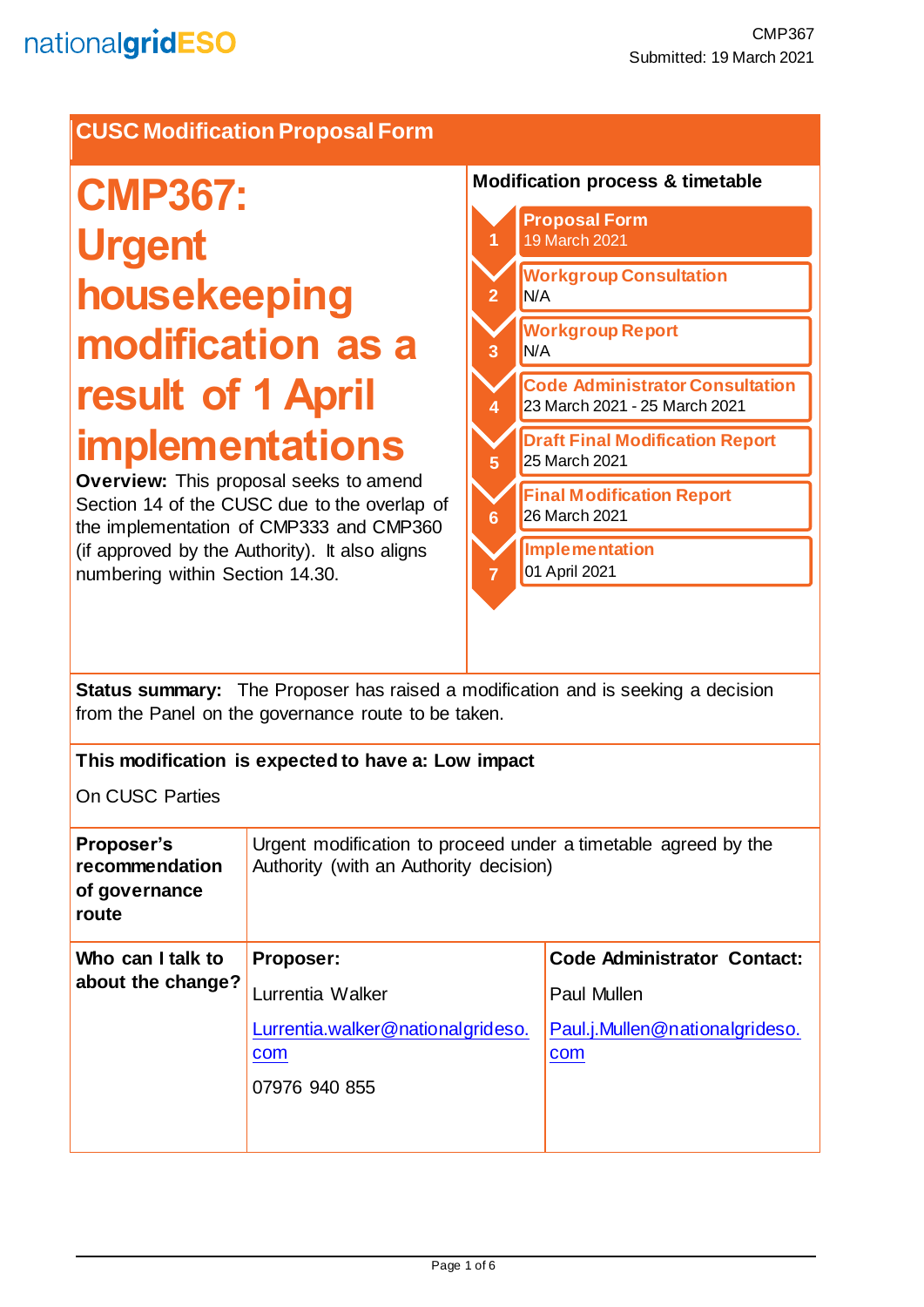nationalgridESO

CMP367
Submitted: 19 March 2021

## CUSC Modification Proposal Form

# CMP367: Urgent housekeeping modification as a result of 1 April implementations

**Overview:** This proposal seeks to amend Section 14 of the CUSC due to the overlap of the implementation of CMP333 and CMP360 (if approved by the Authority). It also aligns numbering within Section 14.30.

**Modification process & timetable**

1. **Proposal Form** – 19 March 2021
2. **Workgroup Consultation** – N/A
3. **Workgroup Report** – N/A
4. **Code Administrator Consultation** – 23 March 2021 - 25 March 2021
5. **Draft Final Modification Report** – 25 March 2021
6. **Final Modification Report** – 26 March 2021
7. **Implementation** – 01 April 2021

**Status summary:** The Proposer has raised a modification and is seeking a decision from the Panel on the governance route to be taken.

**This modification is expected to have a: Low impact**

On CUSC Parties

| **Proposer's recommendation of governance route** | Urgent modification to proceed under a timetable agreed by the Authority (with an Authority decision) | |
|---|---|---|
| **Who can I talk to about the change?** | **Proposer:**<br>Lurrentia Walker<br>Lurrentia.walker@nationalgrideso.com<br>07976 940 855 | **Code Administrator Contact:**<br>Paul Mullen<br>Paul.j.Mullen@nationalgrideso.com |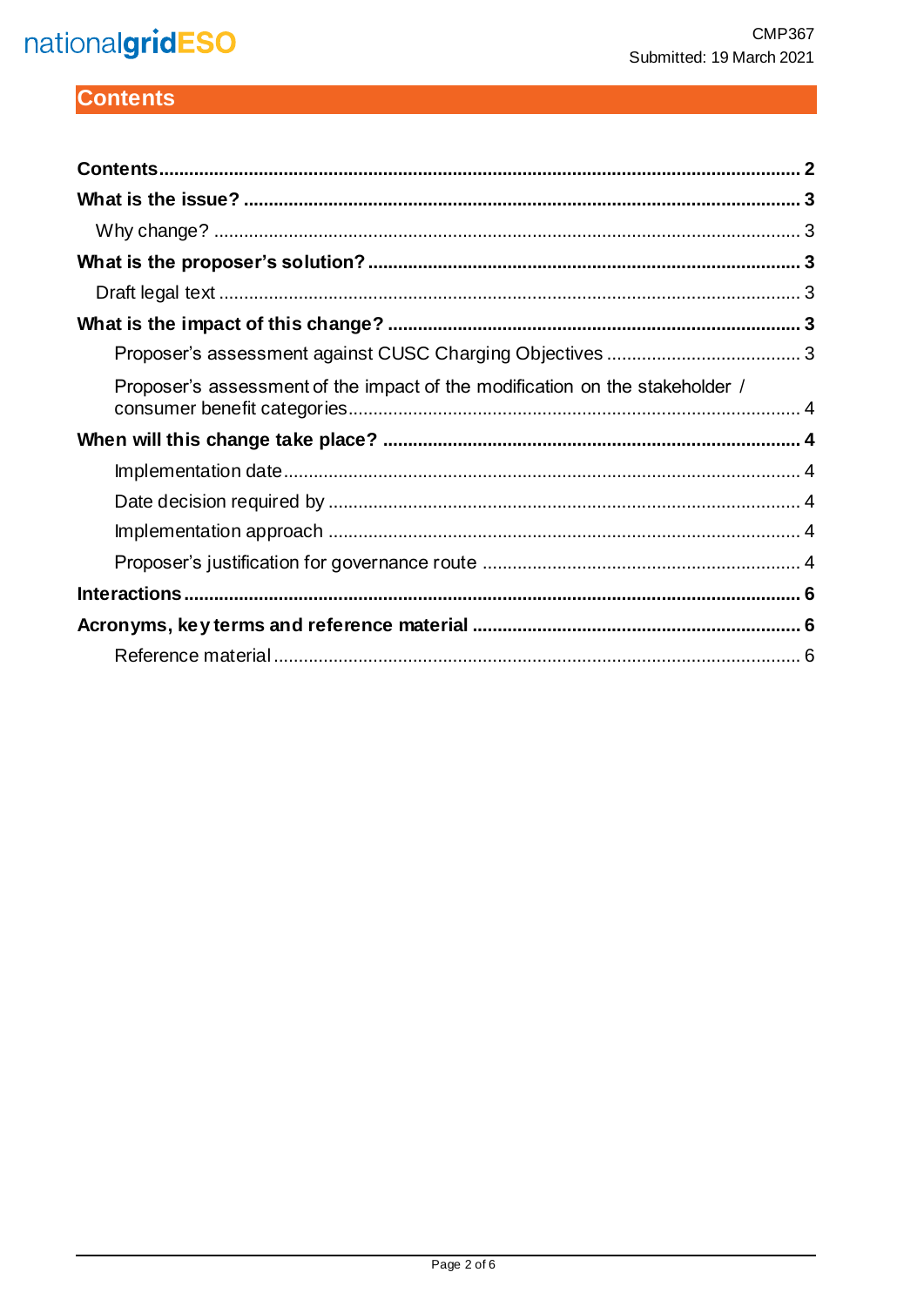# Contents

**Contents** ........ **2**

**What is the issue?** ........ **3**

Why change? ........ 3

**What is the proposer's solution?** ........ **3**

Draft legal text ........ 3

**What is the impact of this change?** ........ **3**

Proposer's assessment against CUSC Charging Objectives ........ 3

Proposer's assessment of the impact of the modification on the stakeholder / consumer benefit categories ........ 4

**When will this change take place?** ........ **4**

Implementation date ........ 4

Date decision required by ........ 4

Implementation approach ........ 4

Proposer's justification for governance route ........ 4

**Interactions** ........ **6**

**Acronyms, key terms and reference material** ........ **6**

Reference material ........ 6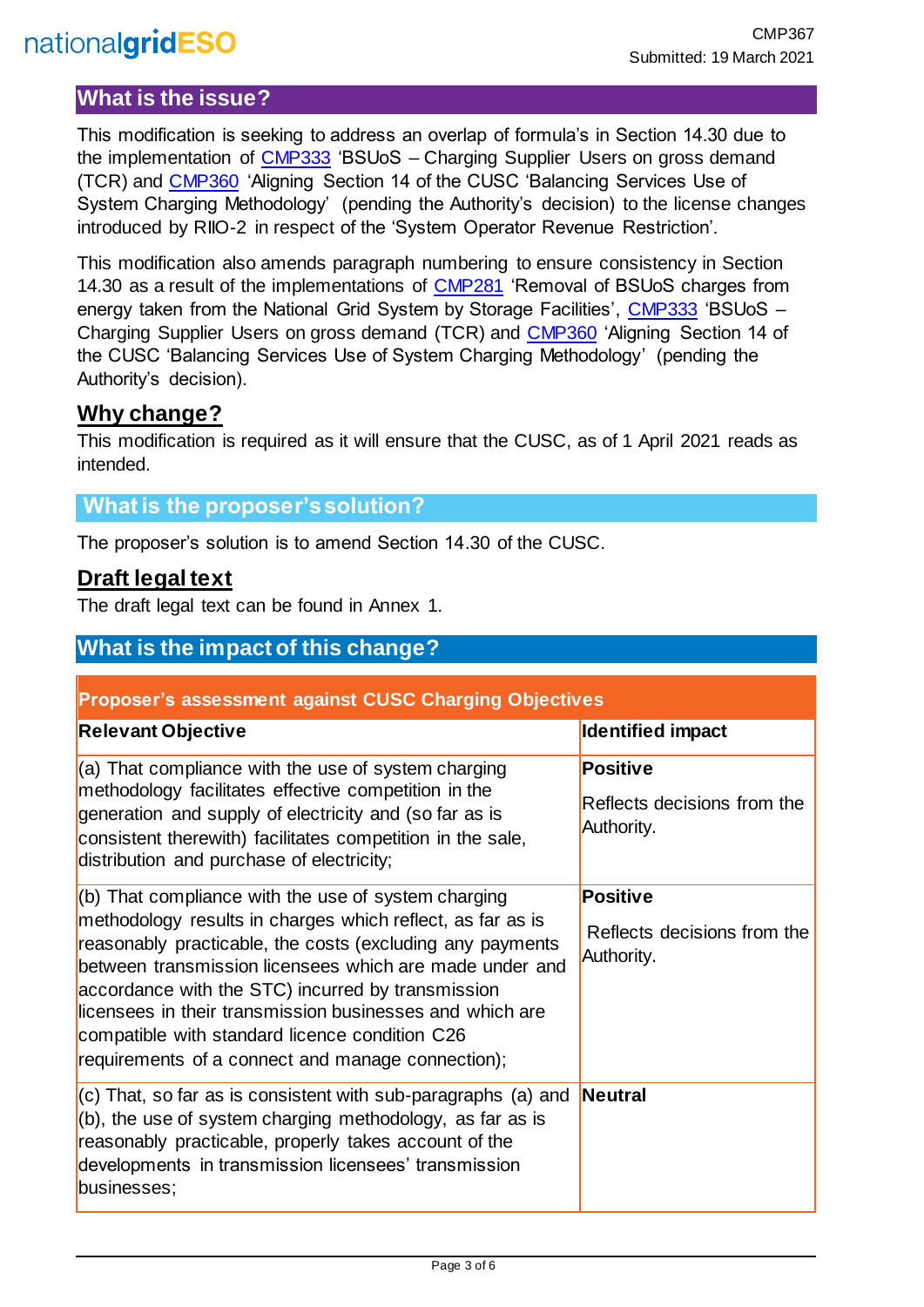## What is the issue?

This modification is seeking to address an overlap of formula's in Section 14.30 due to the implementation of CMP333 'BSUoS – Charging Supplier Users on gross demand (TCR) and CMP360 'Aligning Section 14 of the CUSC 'Balancing Services Use of System Charging Methodology' (pending the Authority's decision) to the license changes introduced by RIIO-2 in respect of the 'System Operator Revenue Restriction'.

This modification also amends paragraph numbering to ensure consistency in Section 14.30 as a result of the implementations of CMP281 'Removal of BSUoS charges from energy taken from the National Grid System by Storage Facilities', CMP333 'BSUoS – Charging Supplier Users on gross demand (TCR) and CMP360 'Aligning Section 14 of the CUSC 'Balancing Services Use of System Charging Methodology' (pending the Authority's decision).

## Why change?

This modification is required as it will ensure that the CUSC, as of 1 April 2021 reads as intended.

## What is the proposer's solution?

The proposer's solution is to amend Section 14.30 of the CUSC.

## Draft legal text

The draft legal text can be found in Annex 1.

## What is the impact of this change?

| Proposer's assessment against CUSC Charging Objectives | |
|---|---|
| **Relevant Objective** | **Identified impact** |
| (a) That compliance with the use of system charging methodology facilitates effective competition in the generation and supply of electricity and (so far as is consistent therewith) facilitates competition in the sale, distribution and purchase of electricity; | **Positive**<br><br>Reflects decisions from the Authority. |
| (b) That compliance with the use of system charging methodology results in charges which reflect, as far as is reasonably practicable, the costs (excluding any payments between transmission licensees which are made under and accordance with the STC) incurred by transmission licensees in their transmission businesses and which are compatible with standard licence condition C26 requirements of a connect and manage connection); | **Positive**<br><br>Reflects decisions from the Authority. |
| (c) That, so far as is consistent with sub-paragraphs (a) and (b), the use of system charging methodology, as far as is reasonably practicable, properly takes account of the developments in transmission licensees' transmission businesses; | **Neutral** |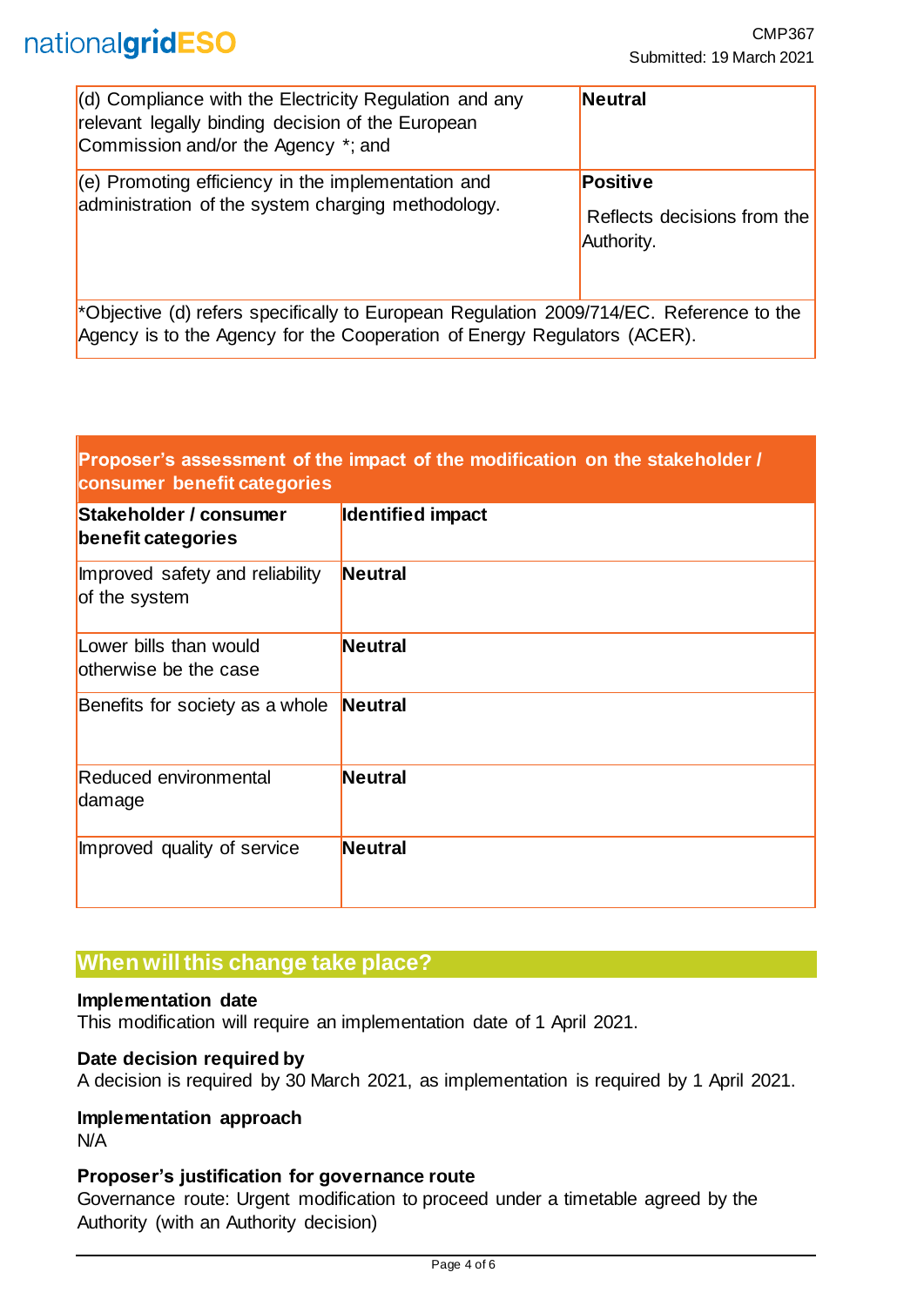| | |
|---|---|
| (d) Compliance with the Electricity Regulation and any relevant legally binding decision of the European Commission and/or the Agency *; and | **Neutral** |
| (e) Promoting efficiency in the implementation and administration of the system charging methodology. | **Positive**<br><br>Reflects decisions from the Authority. |

*Objective (d) refers specifically to European Regulation 2009/714/EC. Reference to the Agency is to the Agency for the Cooperation of Energy Regulators (ACER).

**Proposer's assessment of the impact of the modification on the stakeholder / consumer benefit categories**

| Stakeholder / consumer benefit categories | Identified impact |
|---|---|
| Improved safety and reliability of the system | **Neutral** |
| Lower bills than would otherwise be the case | **Neutral** |
| Benefits for society as a whole | **Neutral** |
| Reduced environmental damage | **Neutral** |
| Improved quality of service | **Neutral** |

## When will this change take place?

**Implementation date**
This modification will require an implementation date of 1 April 2021.

**Date decision required by**
A decision is required by 30 March 2021, as implementation is required by 1 April 2021.

**Implementation approach**
N/A

**Proposer's justification for governance route**
Governance route: Urgent modification to proceed under a timetable agreed by the Authority (with an Authority decision)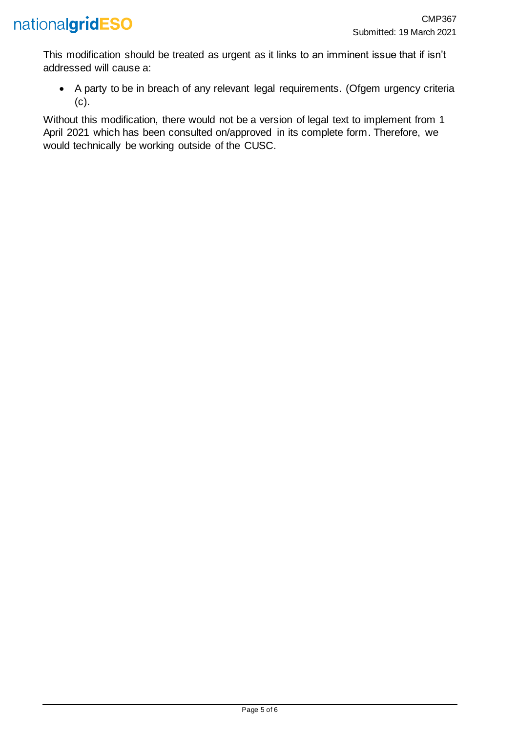This modification should be treated as urgent as it links to an imminent issue that if isn't addressed will cause a:

- A party to be in breach of any relevant legal requirements. (Ofgem urgency criteria (c).

Without this modification, there would not be a version of legal text to implement from 1 April 2021 which has been consulted on/approved in its complete form. Therefore, we would technically be working outside of the CUSC.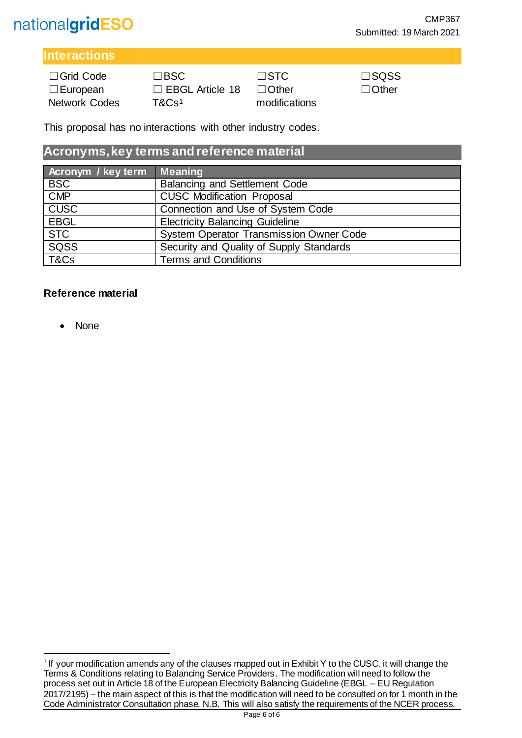## Interactions

☐Grid Code ☐BSC ☐STC ☐SQSS
☐European Network Codes ☐ EBGL Article 18 T&Cs[1] ☐Other modifications ☐Other

This proposal has no interactions with other industry codes.

## Acronyms, key terms and reference material

| Acronym / key term | Meaning |
|---|---|
| BSC | Balancing and Settlement Code |
| CMP | CUSC Modification Proposal |
| CUSC | Connection and Use of System Code |
| EBGL | Electricity Balancing Guideline |
| STC | System Operator Transmission Owner Code |
| SQSS | Security and Quality of Supply Standards |
| T&Cs | Terms and Conditions |

**Reference material**

- None

[1] If your modification amends any of the clauses mapped out in Exhibit Y to the CUSC, it will change the Terms & Conditions relating to Balancing Service Providers. The modification will need to follow the process set out in Article 18 of the European Electricity Balancing Guideline (EBGL – EU Regulation 2017/2195) – the main aspect of this is that the modification will need to be consulted on for 1 month in the Code Administrator Consultation phase. N.B. This will also satisfy the requirements of the NCER process.